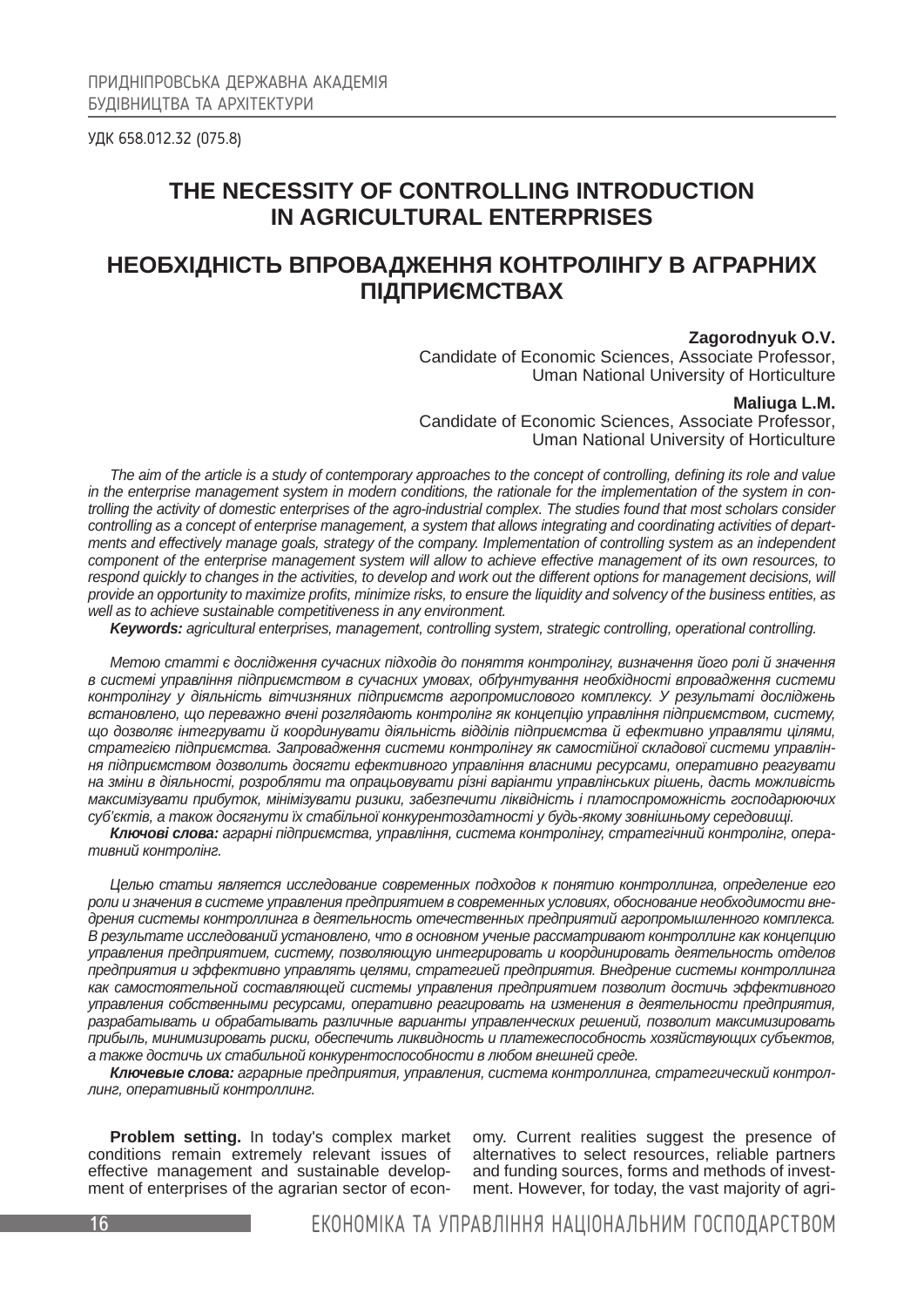ПРИДНІПРОВСЬКА ДЕРЖАВНА АКАДЕМІЯ
БУДІВНИЦТВА ТА АРХІТЕКТУРИ

УДК 658.012.32 (075.8)

# THE NECESSITY OF CONTROLLING INTRODUCTION IN AGRICULTURAL ENTERPRISES

# НЕОБХІДНІСТЬ ВПРОВАДЖЕННЯ КОНТРОЛІНГУ В АГРАРНИХ ПІДПРИЄМСТВАХ

**Zagorodnyuk O.V.**
Candidate of Economic Sciences, Associate Professor,
Uman National University of Horticulture

**Maliuga L.M.**
Candidate of Economic Sciences, Associate Professor,
Uman National University of Horticulture

*The aim of the article is a study of contemporary approaches to the concept of controlling, defining its role and value in the enterprise management system in modern conditions, the rationale for the implementation of the system in controlling the activity of domestic enterprises of the agro-industrial complex. The studies found that most scholars consider controlling as a concept of enterprise management, a system that allows integrating and coordinating activities of departments and effectively manage goals, strategy of the company. Implementation of controlling system as an independent component of the enterprise management system will allow to achieve effective management of its own resources, to respond quickly to changes in the activities, to develop and work out the different options for management decisions, will provide an opportunity to maximize profits, minimize risks, to ensure the liquidity and solvency of the business entities, as well as to achieve sustainable competitiveness in any environment.*

***Keywords:*** *agricultural enterprises, management, controlling system, strategic controlling, operational controlling.*

*Метою статті є дослідження сучасних підходів до поняття контролінгу, визначення його ролі й значення в системі управління підприємством в сучасних умовах, обґрунтування необхідності впровадження системи контролінгу у діяльність вітчизняних підприємств агропромислового комплексу. У результаті досліджень встановлено, що переважно вчені розглядають контролінг як концепцію управління підприємством, систему, що дозволяє інтегрувати й координувати діяльність відділів підприємства й ефективно управляти цілями, стратегією підприємства. Запровадження системи контролінгу як самостійної складової системи управління підприємством дозволить досягти ефективного управління власними ресурсами, оперативно реагувати на зміни в діяльності, розробляти та опрацьовувати різні варіанти управлінських рішень, дасть можливість максимізувати прибуток, мінімізувати ризики, забезпечити ліквідність і платоспроможність господарюючих суб'єктів, а також досягнути їх стабільної конкурентоздатності у будь-якому зовнішньому середовищі.*

***Ключові слова:*** *аграрні підприємства, управління, система контролінгу, стратегічний контролінг, оперативний контролінг.*

*Целью статьи является исследование современных подходов к понятию контроллинга, определение его роли и значения в системе управления предприятием в современных условиях, обоснование необходимости внедрения системы контроллинга в деятельность отечественных предприятий агропромышленного комплекса. В результате исследований установлено, что в основном ученые рассматривают контроллинг как концепцию управления предприятием, систему, позволяющую интегрировать и координировать деятельность отделов предприятия и эффективно управлять целями, стратегией предприятия. Внедрение системы контроллинга как самостоятельной составляющей системы управления предприятием позволит достичь эффективного управления собственными ресурсами, оперативно реагировать на изменения в деятельности предприятия, разрабатывать и обрабатывать различные варианты управленческих решений, позволит максимизировать прибыль, минимизировать риски, обеспечить ликвидность и платежеспособность хозяйствующих субъектов, а также достичь их стабильной конкурентоспособности в любом внешней среде.*

***Ключевые слова:*** *аграрные предприятия, управления, система контроллинга, стратегический контроллинг, оперативный контроллинг.*

**Problem setting.** In today's complex market conditions remain extremely relevant issues of effective management and sustainable development of enterprises of the agrarian sector of economy. Current realities suggest the presence of alternatives to select resources, reliable partners and funding sources, forms and methods of investment. However, for today, the vast majority of agri-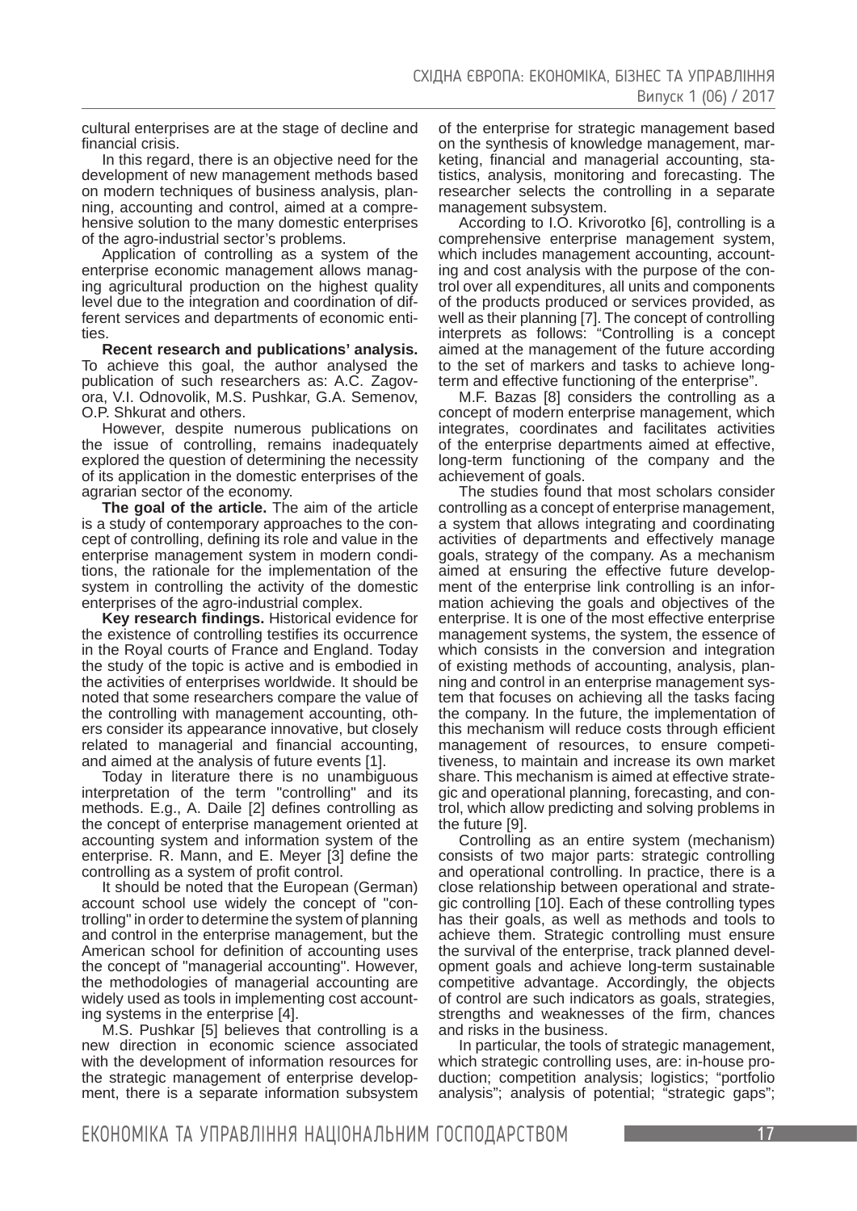cultural enterprises are at the stage of decline and financial crisis.

In this regard, there is an objective need for the development of new management methods based on modern techniques of business analysis, planning, accounting and control, aimed at a comprehensive solution to the many domestic enterprises of the agro-industrial sector's problems.

Application of controlling as a system of the enterprise economic management allows managing agricultural production on the highest quality level due to the integration and coordination of different services and departments of economic entities.

**Recent research and publications' analysis.** To achieve this goal, the author analysed the publication of such researchers as: A.C. Zagovora, V.I. Odnovolik, M.S. Pushkar, G.A. Semenov, O.P. Shkurat and others.

However, despite numerous publications on the issue of controlling, remains inadequately explored the question of determining the necessity of its application in the domestic enterprises of the agrarian sector of the economy.

**The goal of the article.** The aim of the article is a study of contemporary approaches to the concept of controlling, defining its role and value in the enterprise management system in modern conditions, the rationale for the implementation of the system in controlling the activity of the domestic enterprises of the agro-industrial complex.

**Key research findings.** Historical evidence for the existence of controlling testifies its occurrence in the Royal courts of France and England. Today the study of the topic is active and is embodied in the activities of enterprises worldwide. It should be noted that some researchers compare the value of the controlling with management accounting, others consider its appearance innovative, but closely related to managerial and financial accounting, and aimed at the analysis of future events [1].

Today in literature there is no unambiguous interpretation of the term "controlling" and its methods. E.g., A. Daile [2] defines controlling as the concept of enterprise management oriented at accounting system and information system of the enterprise. R. Mann, and E. Meyer [3] define the controlling as a system of profit control.

It should be noted that the European (German) account school use widely the concept of "controlling" in order to determine the system of planning and control in the enterprise management, but the American school for definition of accounting uses the concept of "managerial accounting". However, the methodologies of managerial accounting are widely used as tools in implementing cost accounting systems in the enterprise [4].

M.S. Pushkar [5] believes that controlling is a new direction in economic science associated with the development of information resources for the strategic management of enterprise development, there is a separate information subsystem of the enterprise for strategic management based on the synthesis of knowledge management, marketing, financial and managerial accounting, statistics, analysis, monitoring and forecasting. The researcher selects the controlling in a separate management subsystem.

According to I.O. Krivorotko [6], controlling is a comprehensive enterprise management system, which includes management accounting, accounting and cost analysis with the purpose of the control over all expenditures, all units and components of the products produced or services provided, as well as their planning [7]. The concept of controlling interprets as follows: "Controlling is a concept aimed at the management of the future according to the set of markers and tasks to achieve long-term and effective functioning of the enterprise".

M.F. Bazas [8] considers the controlling as a concept of modern enterprise management, which integrates, coordinates and facilitates activities of the enterprise departments aimed at effective, long-term functioning of the company and the achievement of goals.

The studies found that most scholars consider controlling as a concept of enterprise management, a system that allows integrating and coordinating activities of departments and effectively manage goals, strategy of the company. As a mechanism aimed at ensuring the effective future development of the enterprise link controlling is an information achieving the goals and objectives of the enterprise. It is one of the most effective enterprise management systems, the system, the essence of which consists in the conversion and integration of existing methods of accounting, analysis, planning and control in an enterprise management system that focuses on achieving all the tasks facing the company. In the future, the implementation of this mechanism will reduce costs through efficient management of resources, to ensure competitiveness, to maintain and increase its own market share. This mechanism is aimed at effective strategic and operational planning, forecasting, and control, which allow predicting and solving problems in the future [9].

Controlling as an entire system (mechanism) consists of two major parts: strategic controlling and operational controlling. In practice, there is a close relationship between operational and strategic controlling [10]. Each of these controlling types has their goals, as well as methods and tools to achieve them. Strategic controlling must ensure the survival of the enterprise, track planned development goals and achieve long-term sustainable competitive advantage. Accordingly, the objects of control are such indicators as goals, strategies, strengths and weaknesses of the firm, chances and risks in the business.

In particular, the tools of strategic management, which strategic controlling uses, are: in-house production; competition analysis; logistics; "portfolio analysis"; analysis of potential; "strategic gaps";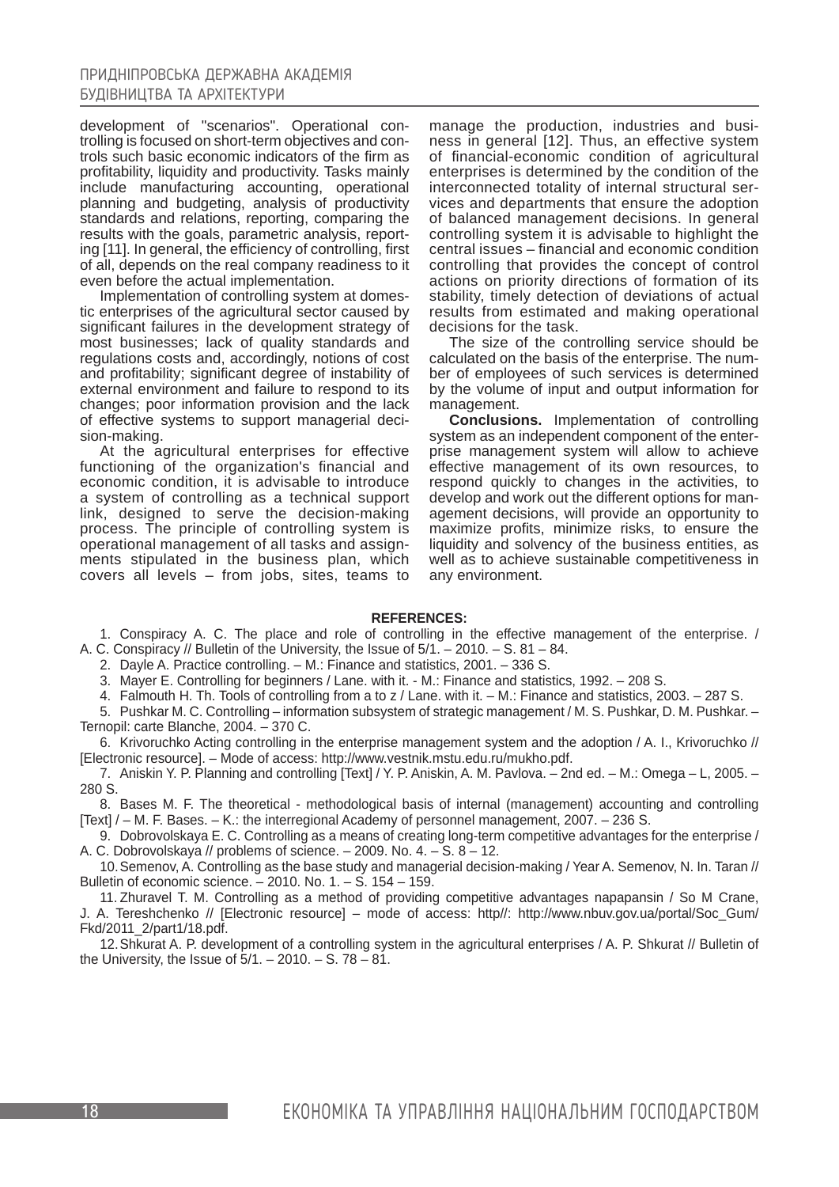development of "scenarios". Operational controlling is focused on short-term objectives and controls such basic economic indicators of the firm as profitability, liquidity and productivity. Tasks mainly include manufacturing accounting, operational planning and budgeting, analysis of productivity standards and relations, reporting, comparing the results with the goals, parametric analysis, reporting [11]. In general, the efficiency of controlling, first of all, depends on the real company readiness to it even before the actual implementation.

Implementation of controlling system at domestic enterprises of the agricultural sector caused by significant failures in the development strategy of most businesses; lack of quality standards and regulations costs and, accordingly, notions of cost and profitability; significant degree of instability of external environment and failure to respond to its changes; poor information provision and the lack of effective systems to support managerial decision-making.

At the agricultural enterprises for effective functioning of the organization's financial and economic condition, it is advisable to introduce a system of controlling as a technical support link, designed to serve the decision-making process. The principle of controlling system is operational management of all tasks and assignments stipulated in the business plan, which covers all levels – from jobs, sites, teams to manage the production, industries and business in general [12]. Thus, an effective system of financial-economic condition of agricultural enterprises is determined by the condition of the interconnected totality of internal structural services and departments that ensure the adoption of balanced management decisions. In general controlling system it is advisable to highlight the central issues – financial and economic condition controlling that provides the concept of control actions on priority directions of formation of its stability, timely detection of deviations of actual results from estimated and making operational decisions for the task.

The size of the controlling service should be calculated on the basis of the enterprise. The number of employees of such services is determined by the volume of input and output information for management.

**Conclusions.** Implementation of controlling system as an independent component of the enterprise management system will allow to achieve effective management of its own resources, to respond quickly to changes in the activities, to develop and work out the different options for management decisions, will provide an opportunity to maximize profits, minimize risks, to ensure the liquidity and solvency of the business entities, as well as to achieve sustainable competitiveness in any environment.

**REFERENCES:**

1. Conspiracy A. C. The place and role of controlling in the effective management of the enterprise. / A. C. Conspiracy // Bulletin of the University, the Issue of 5/1. – 2010. – S. 81 – 84.
2. Dayle A. Practice controlling. – M.: Finance and statistics, 2001. – 336 S.
3. Mayer E. Controlling for beginners / Lane. with it. - M.: Finance and statistics, 1992. – 208 S.
4. Falmouth H. Th. Tools of controlling from a to z / Lane. with it. – M.: Finance and statistics, 2003. – 287 S.
5. Pushkar M. C. Controlling – information subsystem of strategic management / M. S. Pushkar, D. M. Pushkar. – Ternopil: carte Blanche, 2004. – 370 C.
6. Krivoruchko Acting controlling in the enterprise management system and the adoption / A. I., Krivoruchko // [Electronic resource]. – Mode of access: http://www.vestnik.mstu.edu.ru/mukho.pdf.
7. Aniskin Y. P. Planning and controlling [Text] / Y. P. Aniskin, A. M. Pavlova. – 2nd ed. – M.: Omega – L, 2005. – 280 S.
8. Bases M. F. The theoretical - methodological basis of internal (management) accounting and controlling [Text] / – M. F. Bases. – K.: the interregional Academy of personnel management, 2007. – 236 S.
9. Dobrovolskaya E. C. Controlling as a means of creating long-term competitive advantages for the enterprise / A. C. Dobrovolskaya // problems of science. – 2009. No. 4. – S. 8 – 12.
10. Semenov, A. Controlling as the base study and managerial decision-making / Year A. Semenov, N. In. Taran // Bulletin of economic science. – 2010. No. 1. – S. 154 – 159.
11. Zhuravel T. M. Controlling as a method of providing competitive advantages napapansin / So M Crane, J. A. Tereshchenko // [Electronic resource] – mode of access: http//: http://www.nbuv.gov.ua/portal/Soc_Gum/Fkd/2011_2/part1/18.pdf.
12. Shkurat A. P. development of a controlling system in the agricultural enterprises / A. P. Shkurat // Bulletin of the University, the Issue of 5/1. – 2010. – S. 78 – 81.